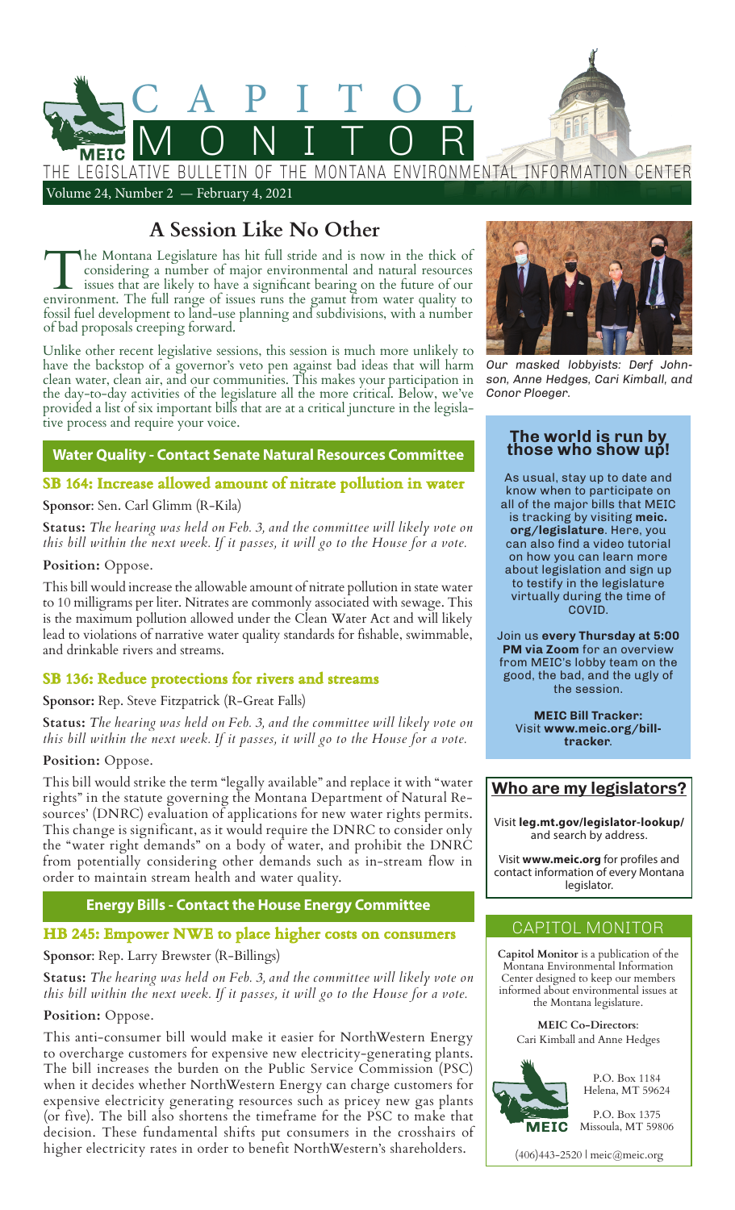# CAPITOL MONITOR

THE LEGISLATIVE BULLETIN OF THE MONTANA ENVIRONMENTAL INFORMATION CENTER

Volume 24, Number 2 — February 4, 2021

## A Session Like No Other

The Montana Legislature has hit full stride and is now in the thick of considering a number of major environmental and natural resources issues that are likely to have a significant bearing on the future of our environment. The full range of issues runs the gamut from water quality to fossil fuel development to land-use planning and subdivisions, with a number of bad proposals creeping forward.

Unlike other recent legislative sessions, this session is much more unlikely to have the backstop of a governor's veto pen against bad ideas that will harm clean water, clean air, and our communities. This makes your participation in the day-to-day activities of the legislature all the more critical. Below, we've provided a list of six important bills that are at a critical juncture in the legislative process and require your voice.

### Water Quality - Contact Senate Natural Resources Committee

#### SB 164: Increase allowed amount of nitrate pollution in water

**Sponsor**: Sen. Carl Glimm (R-Kila)

**Status:** *The hearing was held on Feb. 3, and the committee will likely vote on this bill within the next week. If it passes, it will go to the House for a vote.*

**Position:** Oppose.

This bill would increase the allowable amount of nitrate pollution in state water to 10 milligrams per liter. Nitrates are commonly associated with sewage. This is the maximum pollution allowed under the Clean Water Act and will likely lead to violations of narrative water quality standards for fishable, swimmable, and drinkable rivers and streams.

#### SB 136: Reduce protections for rivers and streams

**Sponsor:** Rep. Steve Fitzpatrick (R-Great Falls)

**Status:** *The hearing was held on Feb. 3, and the committee will likely vote on this bill within the next week. If it passes, it will go to the House for a vote.*

**Position:** Oppose.

This bill would strike the term "legally available" and replace it with "water rights" in the statute governing the Montana Department of Natural Resources' (DNRC) evaluation of applications for new water rights permits. This change is significant, as it would require the DNRC to consider only the "water right demands" on a body of water, and prohibit the DNRC from potentially considering other demands such as in-stream flow in order to maintain stream health and water quality.

### Energy Bills - Contact the House Energy Committee

#### HB 245: Empower NWE to place higher costs on consumers

**Sponsor**: Rep. Larry Brewster (R-Billings)

**Status:** *The hearing was held on Feb. 3, and the committee will likely vote on this bill within the next week. If it passes, it will go to the House for a vote.*

**Position:** Oppose.

This anti-consumer bill would make it easier for NorthWestern Energy to overcharge customers for expensive new electricity-generating plants. The bill increases the burden on the Public Service Commission (PSC) when it decides whether NorthWestern Energy can charge customers for expensive electricity generating resources such as pricey new gas plants (or five). The bill also shortens the timeframe for the PSC to make that decision. These fundamental shifts put consumers in the crosshairs of higher electricity rates in order to benefit NorthWestern's shareholders.

*Our masked lobbyists: Derf Johnson, Anne Hedges, Cari Kimball, and Conor Ploeger.*

### The world is run by those who show up!

As usual, stay up to date and know when to participate on all of the major bills that MEIC is tracking by visiting **meic.org/legislature**. Here, you can also find a video tutorial on how you can learn more about legislation and sign up to testify in the legislature virtually during the time of COVID.

Join us **every Thursday at 5:00 PM via Zoom** for an overview from MEIC's lobby team on the good, the bad, and the ugly of the session.

**MEIC Bill Tracker:** Visit **www.meic.org/bill-tracker**.

### Who are my legislators?

Visit **leg.mt.gov/legislator-lookup/** and search by address.

Visit **www.meic.org** for profiles and contact information of every Montana legislator.

### CAPITOL MONITOR

**Capitol Monitor** is a publication of the Montana Environmental Information Center designed to keep our members informed about environmental issues at the Montana legislature.

**MEIC Co-Directors**: Cari Kimball and Anne Hedges

P.O. Box 1184
Helena, MT 59624

P.O. Box 1375
Missoula, MT 59806

(406)443-2520 | meic@meic.org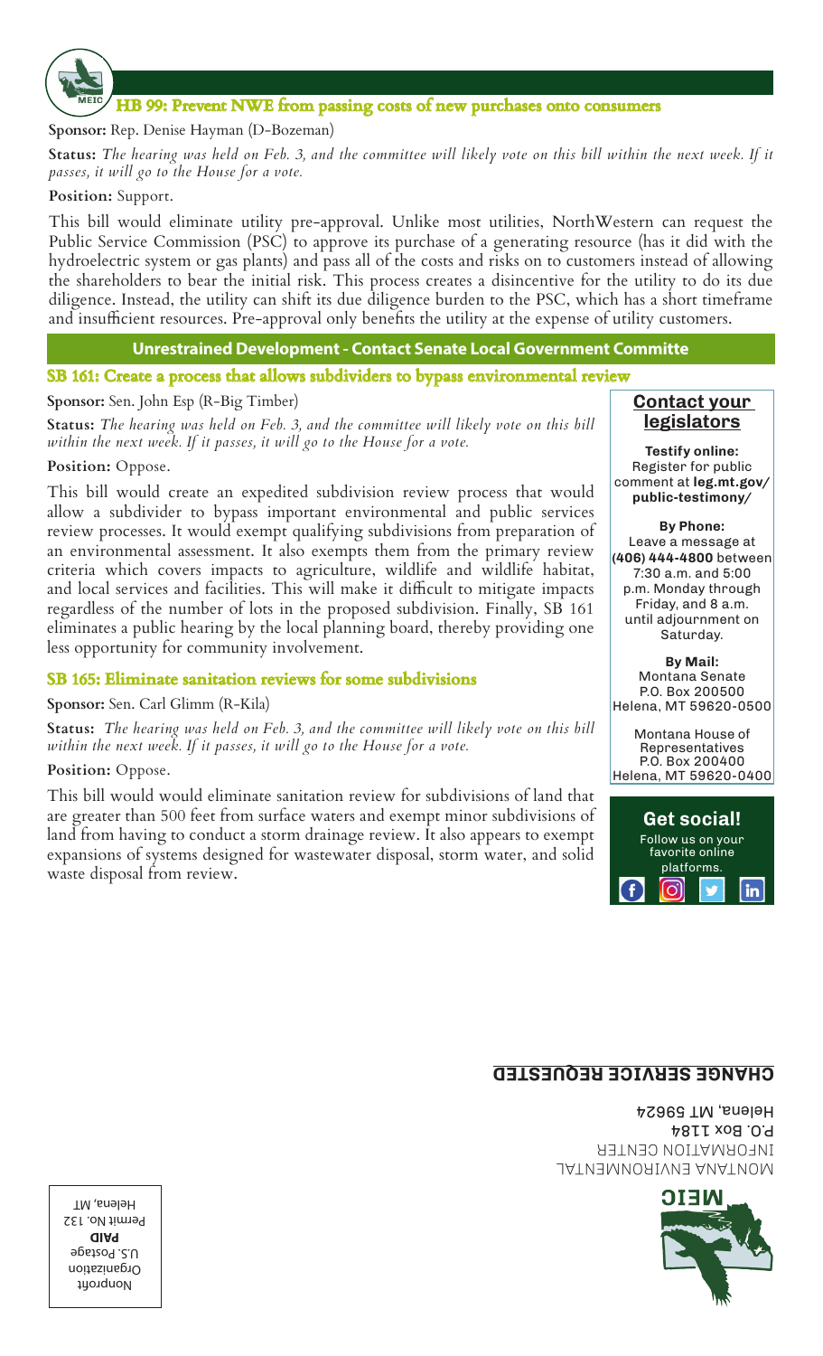## HB 99: Prevent NWE from passing costs of new purchases onto consumers

**Sponsor:** Rep. Denise Hayman (D-Bozeman)

**Status:** *The hearing was held on Feb. 3, and the committee will likely vote on this bill within the next week. If it passes, it will go to the House for a vote.*

**Position:** Support.

This bill would eliminate utility pre-approval. Unlike most utilities, NorthWestern can request the Public Service Commission (PSC) to approve its purchase of a generating resource (has it did with the hydroelectric system or gas plants) and pass all of the costs and risks on to customers instead of allowing the shareholders to bear the initial risk. This process creates a disincentive for the utility to do its due diligence. Instead, the utility can shift its due diligence burden to the PSC, which has a short timeframe and insufficient resources. Pre-approval only benefits the utility at the expense of utility customers.

## Unrestrained Development - Contact Senate Local Government Committe

### SB 161: Create a process that allows subdividers to bypass environmental review

**Sponsor:** Sen. John Esp (R-Big Timber)

**Status:** *The hearing was held on Feb. 3, and the committee will likely vote on this bill within the next week. If it passes, it will go to the House for a vote.*

**Position:** Oppose.

This bill would create an expedited subdivision review process that would allow a subdivider to bypass important environmental and public services review processes. It would exempt qualifying subdivisions from preparation of an environmental assessment. It also exempts them from the primary review criteria which covers impacts to agriculture, wildlife and wildlife habitat, and local services and facilities. This will make it difficult to mitigate impacts regardless of the number of lots in the proposed subdivision. Finally, SB 161 eliminates a public hearing by the local planning board, thereby providing one less opportunity for community involvement.

### SB 165: Eliminate sanitation reviews for some subdivisions

**Sponsor:** Sen. Carl Glimm (R-Kila)

**Status:** *The hearing was held on Feb. 3, and the committee will likely vote on this bill within the next week. If it passes, it will go to the House for a vote.*

**Position:** Oppose.

This bill would would eliminate sanitation review for subdivisions of land that are greater than 500 feet from surface waters and exempt minor subdivisions of land from having to conduct a storm drainage review. It also appears to exempt expansions of systems designed for wastewater disposal, storm water, and solid waste disposal from review.

### Contact your legislators

**Testify online:**
Register for public comment at **leg.mt.gov/public-testimony/**

**By Phone:**
Leave a message at **(406) 444-4800** between 7:30 a.m. and 5:00 p.m. Monday through Friday, and 8 a.m. until adjournment on Saturday.

**By Mail:**
Montana Senate
P.O. Box 200500
Helena, MT 59620-0500

Montana House of Representatives
P.O. Box 200400
Helena, MT 59620-0400

**Get social!**
Follow us on your favorite online platforms.

**CHANGE SERVICE REQUESTED**

MEIC
MONTANA ENVIRONMENTAL INFORMATION CENTER
P.O. Box 1184
Helena, MT 59624

Nonprofit
Organization
U.S. Postage
**PAID**
Permit No. 132
Helena, MT